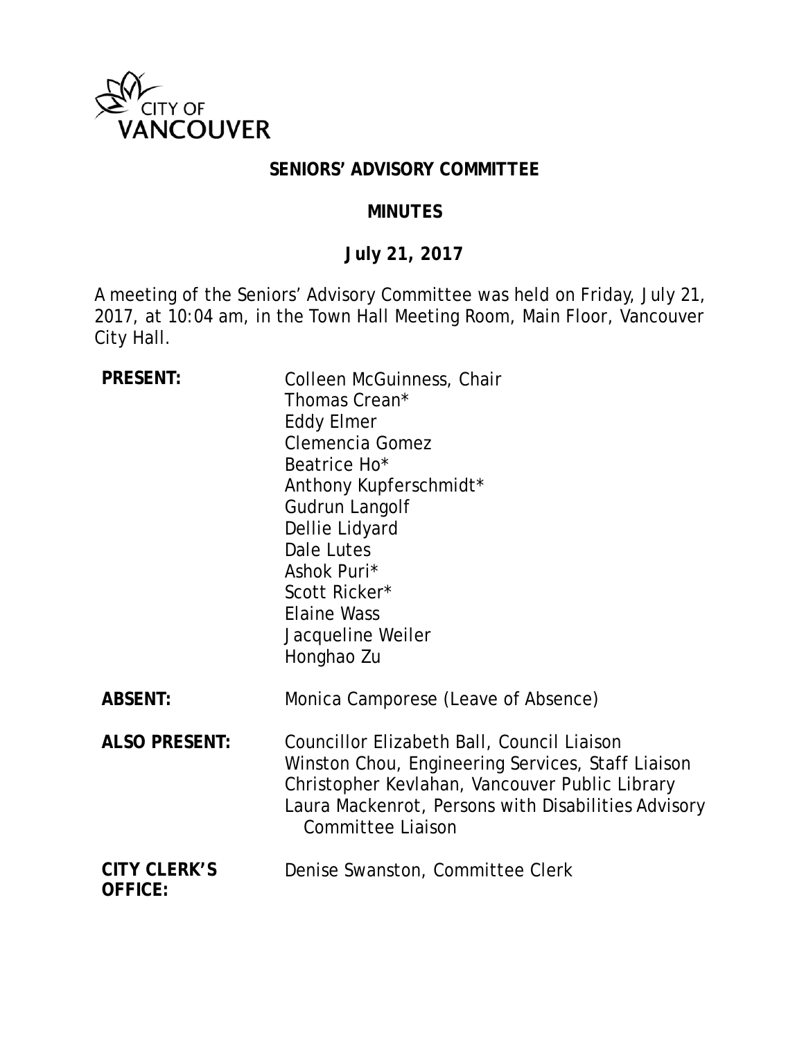CITY OF VANCOUVER

# SENIORS' ADVISORY COMMITTEE

## MINUTES

## July 21, 2017

A meeting of the Seniors' Advisory Committee was held on Friday, July 21, 2017, at 10:04 am, in the Town Hall Meeting Room, Main Floor, Vancouver City Hall.

| | |
|---|---|
| **PRESENT:** | Colleen McGuinness, Chair<br>Thomas Crean*<br>Eddy Elmer<br>Clemencia Gomez<br>Beatrice Ho*<br>Anthony Kupferschmidt*<br>Gudrun Langolf<br>Dellie Lidyard<br>Dale Lutes<br>Ashok Puri*<br>Scott Ricker*<br>Elaine Wass<br>Jacqueline Weiler<br>Honghao Zu |
| **ABSENT:** | Monica Camporese (Leave of Absence) |
| **ALSO PRESENT:** | Councillor Elizabeth Ball, Council Liaison<br>Winston Chou, Engineering Services, Staff Liaison<br>Christopher Kevlahan, Vancouver Public Library<br>Laura Mackenrot, Persons with Disabilities Advisory Committee Liaison |
| **CITY CLERK'S OFFICE:** | Denise Swanston, Committee Clerk |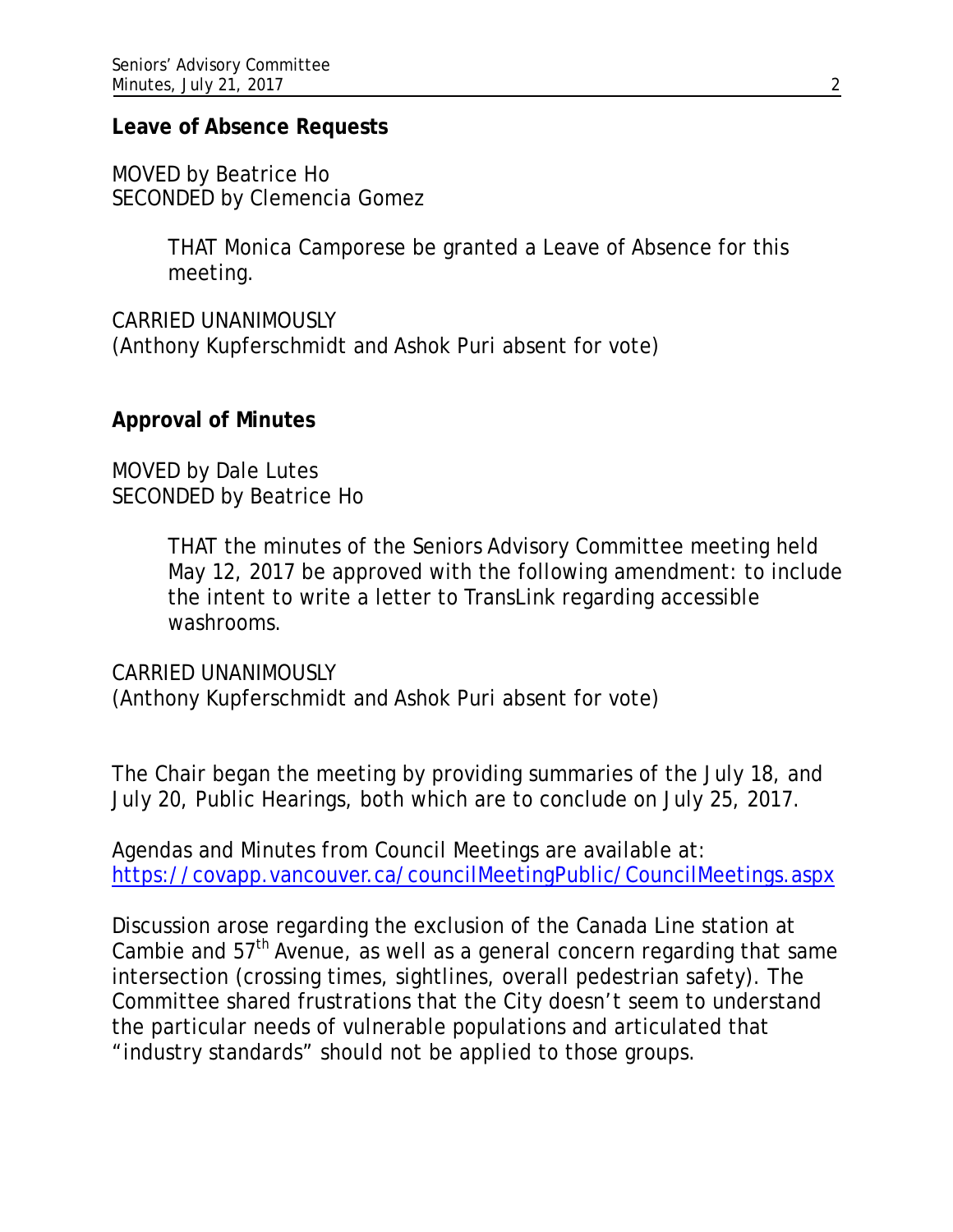**Leave of Absence Requests**

MOVED by Beatrice Ho
SECONDED by Clemencia Gomez

> THAT Monica Camporese be granted a Leave of Absence for this meeting.

CARRIED UNANIMOUSLY
(Anthony Kupferschmidt and Ashok Puri absent for vote)

**Approval of Minutes**

MOVED by Dale Lutes
SECONDED by Beatrice Ho

> THAT the minutes of the Seniors Advisory Committee meeting held May 12, 2017 be approved with the following amendment: to include the intent to write a letter to TransLink regarding accessible washrooms.

CARRIED UNANIMOUSLY
(Anthony Kupferschmidt and Ashok Puri absent for vote)

The Chair began the meeting by providing summaries of the July 18, and July 20, Public Hearings, both which are to conclude on July 25, 2017.

Agendas and Minutes from Council Meetings are available at:
https://covapp.vancouver.ca/councilMeetingPublic/CouncilMeetings.aspx

Discussion arose regarding the exclusion of the Canada Line station at Cambie and 57th Avenue, as well as a general concern regarding that same intersection (crossing times, sightlines, overall pedestrian safety). The Committee shared frustrations that the City doesn't seem to understand the particular needs of vulnerable populations and articulated that "industry standards" should not be applied to those groups.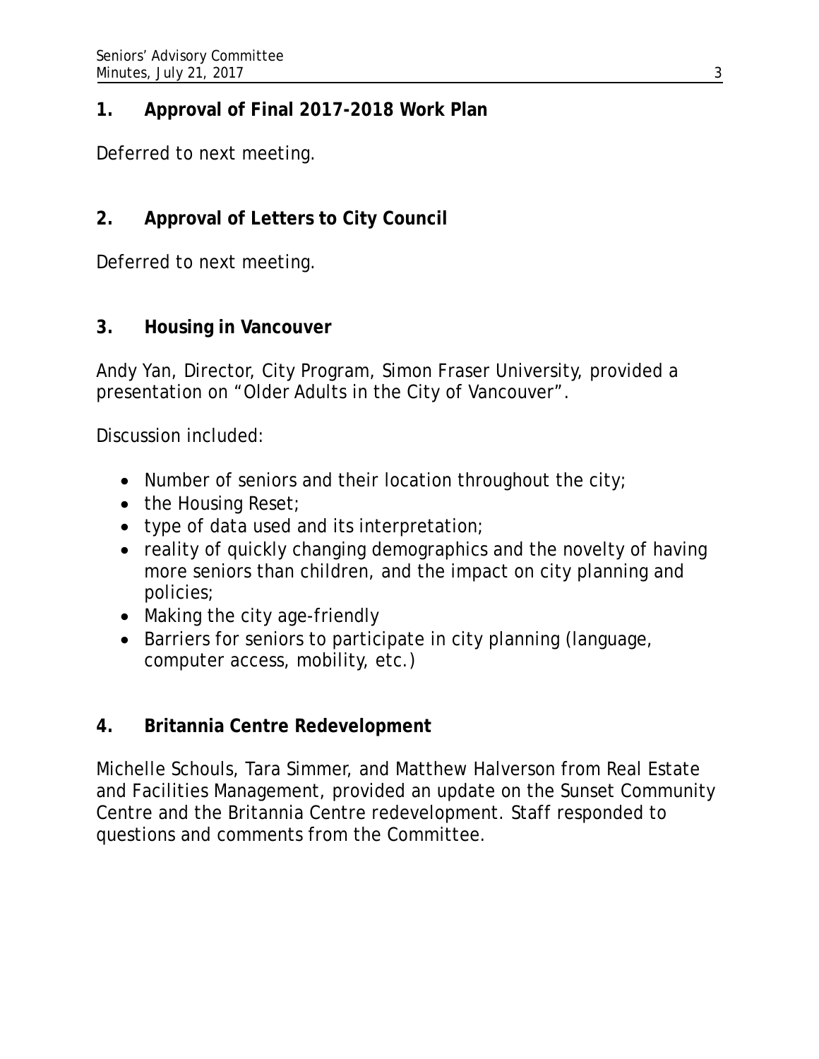## 1. Approval of Final 2017-2018 Work Plan

Deferred to next meeting.

## 2. Approval of Letters to City Council

Deferred to next meeting.

## 3. Housing in Vancouver

Andy Yan, Director, City Program, Simon Fraser University, provided a presentation on "Older Adults in the City of Vancouver".

Discussion included:

- Number of seniors and their location throughout the city;
- the Housing Reset;
- type of data used and its interpretation;
- reality of quickly changing demographics and the novelty of having more seniors than children, and the impact on city planning and policies;
- Making the city age-friendly
- Barriers for seniors to participate in city planning (language, computer access, mobility, etc.)

## 4. Britannia Centre Redevelopment

Michelle Schouls, Tara Simmer, and Matthew Halverson from Real Estate and Facilities Management, provided an update on the Sunset Community Centre and the Britannia Centre redevelopment. Staff responded to questions and comments from the Committee.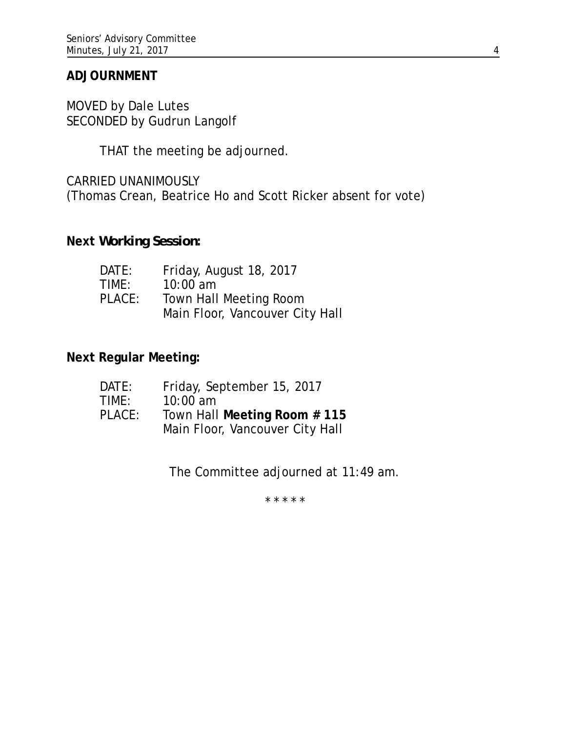## ADJOURNMENT

MOVED by Dale Lutes
SECONDED by Gudrun Langolf

> THAT the meeting be adjourned.

CARRIED UNANIMOUSLY
(Thomas Crean, Beatrice Ho and Scott Ricker absent for vote)

**Next Working Session:**

DATE: Friday, August 18, 2017
TIME: 10:00 am
PLACE: Town Hall Meeting Room
Main Floor, Vancouver City Hall

**Next Regular Meeting:**

DATE: Friday, September 15, 2017
TIME: 10:00 am
PLACE: Town Hall **Meeting Room # 115**
Main Floor, Vancouver City Hall

The Committee adjourned at 11:49 am.

\* \* \* \* \*